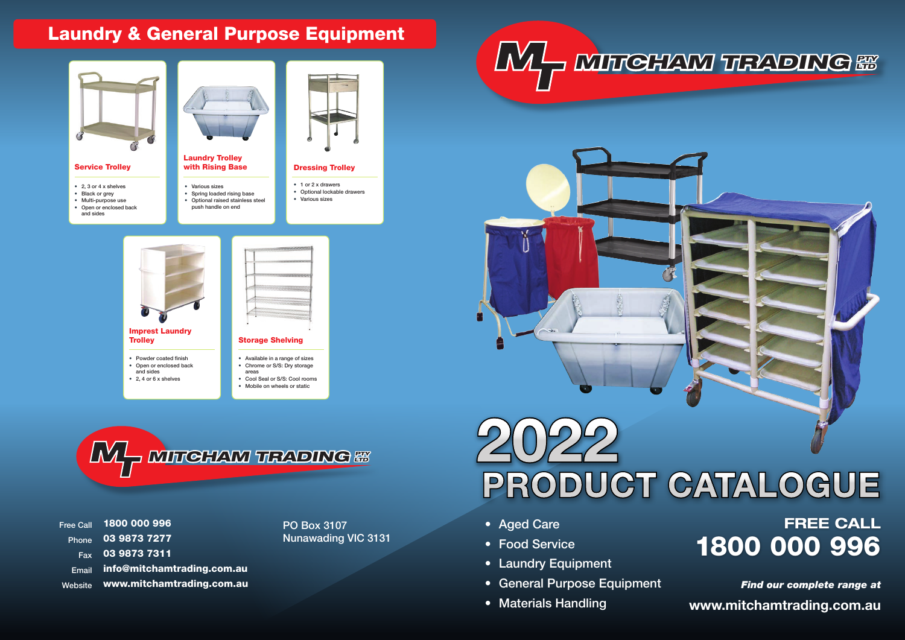# Laundry & General Purpose Equipment

### Service Trolley

- 2, 3 or 4 x shelves
- Black or grey
- Multi-purpose use
- Open or enclosed back and sides

### Laundry Trolley with Rising Base

- Various sizes
- Spring loaded rising base
- Optional raised stainless steel push handle on end

### Dressing Trolley

- 1 or 2 x drawers
- Optional lockable drawers
- Various sizes

### Imprest Laundry Trolley

- Powder coated finish
- Open or enclosed back and sides
- 2, 4 or 6 x shelves

### Storage Shelving

- Available in a range of sizes
- Chrome or S/S: Dry storage areas
- Cool Seal or S/S: Cool rooms
- Mobile on wheels or static

**MITCHAM TRADING PTY LTD**

| | |
|---|---|
| Free Call | **1800 000 996** |
| Phone | **03 9873 7277** |
| Fax | **03 9873 7311** |
| Email | **info@mitchamtrading.com.au** |
| Website | **www.mitchamtrading.com.au** |

PO Box 3107
Nunawading VIC 3131

**MITCHAM TRADING PTY LTD**

# 2022 PRODUCT CATALOGUE

- Aged Care
- Food Service
- Laundry Equipment
- General Purpose Equipment
- Materials Handling

**FREE CALL**
**1800 000 996**

***Find our complete range at***
**www.mitchamtrading.com.au**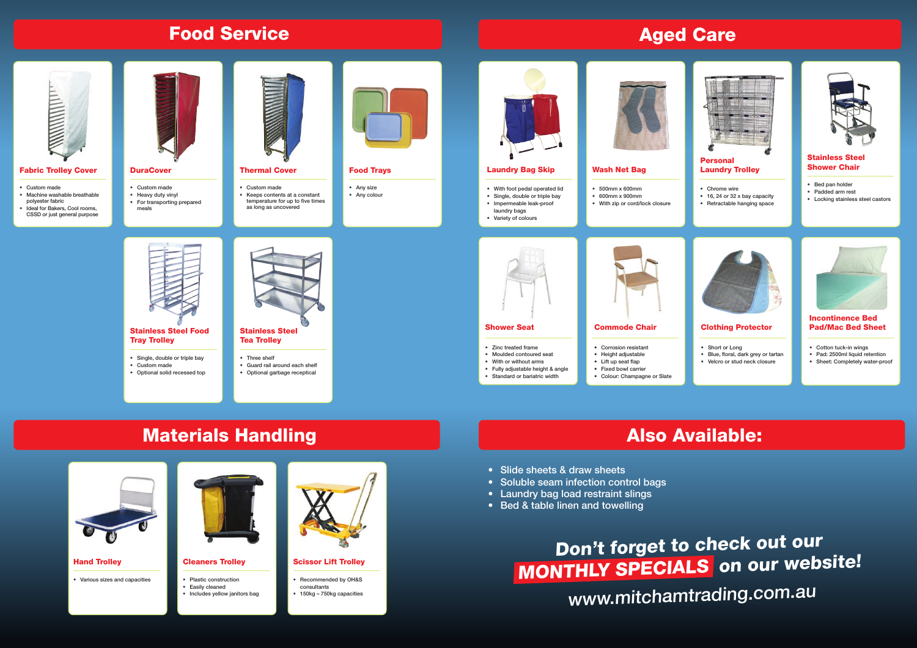## Food Service

### Fabric Trolley Cover

- Custom made
- Machine washable breathable polyester fabric
- Ideal for Bakers, Cool rooms, CSSD or just general purpose

### DuraCover

- Custom made
- Heavy duty vinyl
- For transporting prepared meals

### Thermal Cover

- Custom made
- Keeps contents at a constant temperature for up to five times as long as uncovered

### Food Trays

- Any size
- Any colour

### Stainless Steel Food Tray Trolley

- Single, double or triple bay
- Custom made
- Optional solid recessed top

### Stainless Steel Tea Trolley

- Three shelf
- Guard rail around each shelf
- Optional garbage receptical

## Aged Care

### Laundry Bag Skip

- With foot pedal operated lid
- Single, double or triple bay
- Impermeable leak-proof laundry bags
- Variety of colours

### Wash Net Bag

- 500mm x 600mm
- 600mm x 900mm
- With zip or cord/lock closure

### Personal Laundry Trolley

- Chrome wire
- 16, 24 or 32 x bay capacity
- Retractable hanging space

### Stainless Steel Shower Chair

- Bed pan holder
- Padded arm rest
- Locking stainless steel castors

### Shower Seat

- Zinc treated frame
- Moulded contoured seat
- With or without arms
- Fully adjustable height & angle
- Standard or bariatric width

### Commode Chair

- Corrosion resistant
- Height adjustable
- Lift up seat flap
- Fixed bowl carrier
- Colour: Champagne or Slate

### Clothing Protector

- Short or Long
- Blue, floral, dark grey or tartan
- Velcro or stud neck closure

### Incontinence Bed Pad/Mac Bed Sheet

- Cotton tuck-in wings
- Pad: 2500ml liquid retention
- Sheet: Completely water-proof

## Materials Handling

### Hand Trolley

- Various sizes and capacities

### Cleaners Trolley

- Plastic construction
- Easily cleaned
- Includes yellow janitors bag

### Scissor Lift Trolley

- Recommended by OH&S consultants
- 150kg – 750kg capacities

## Also Available:

- Slide sheets & draw sheets
- Soluble seam infection control bags
- Laundry bag load restraint slings
- Bed & table linen and towelling

**Don't forget to check out our MONTHLY SPECIALS on our website!**

www.mitchamtrading.com.au